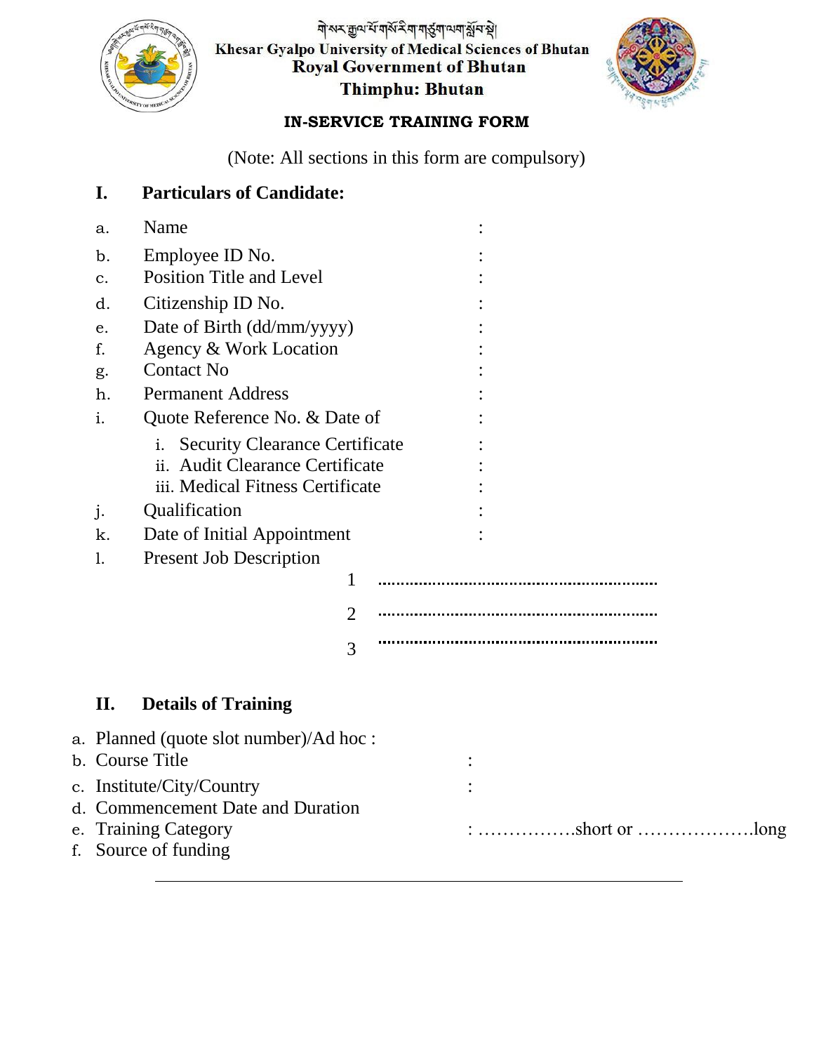གསེར་རྒྱལ་པོ་གསོ་རིག་གཙུག་ལག་སློབ་སྡེ།

**Khesar Gyalpo University of Medical Sciences of Bhutan**
**Royal Government of Bhutan**
**Thimphu: Bhutan**

## IN-SERVICE TRAINING FORM

(Note: All sections in this form are compulsory)

### I. Particulars of Candidate:

a. Name :

b. Employee ID No. :

c. Position Title and Level :

d. Citizenship ID No. :

e. Date of Birth (dd/mm/yyyy) :

f. Agency & Work Location :

g. Contact No :

h. Permanent Address :

i. Quote Reference No. & Date of :

  i. Security Clearance Certificate :

  ii. Audit Clearance Certificate :

  iii. Medical Fitness Certificate :

j. Qualification :

k. Date of Initial Appointment :

l. Present Job Description

1 ..............................................................

2 ..............................................................

3 ..............................................................

### II. Details of Training

a. Planned (quote slot number)/Ad hoc :

b. Course Title :

c. Institute/City/Country :

d. Commencement Date and Duration

e. Training Category : …………….short or ……………….long

f. Source of funding

---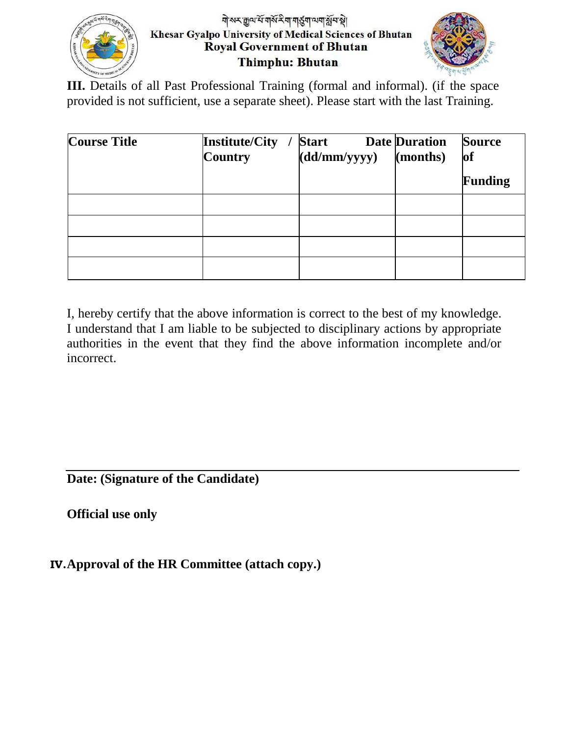གེ་སར་རྒྱལ་པོ་གསོ་རིག་གཙུག་ལག་སློབ་སྡེ།

Khesar Gyalpo University of Medical Sciences of Bhutan

Royal Government of Bhutan

Thimphu: Bhutan

**III.** Details of all Past Professional Training (formal and informal). (if the space provided is not sufficient, use a separate sheet). Please start with the last Training.

| Course Title | Institute/City / Country | Start Date (dd/mm/yyyy) | Duration (months) | Source of Funding |
|---|---|---|---|---|
| | | | | |
| | | | | |
| | | | | |
| | | | | |

I, hereby certify that the above information is correct to the best of my knowledge. I understand that I am liable to be subjected to disciplinary actions by appropriate authorities in the event that they find the above information incomplete and/or incorrect.

**Date: (Signature of the Candidate)**

**Official use only**

**IV. Approval of the HR Committee (attach copy.)**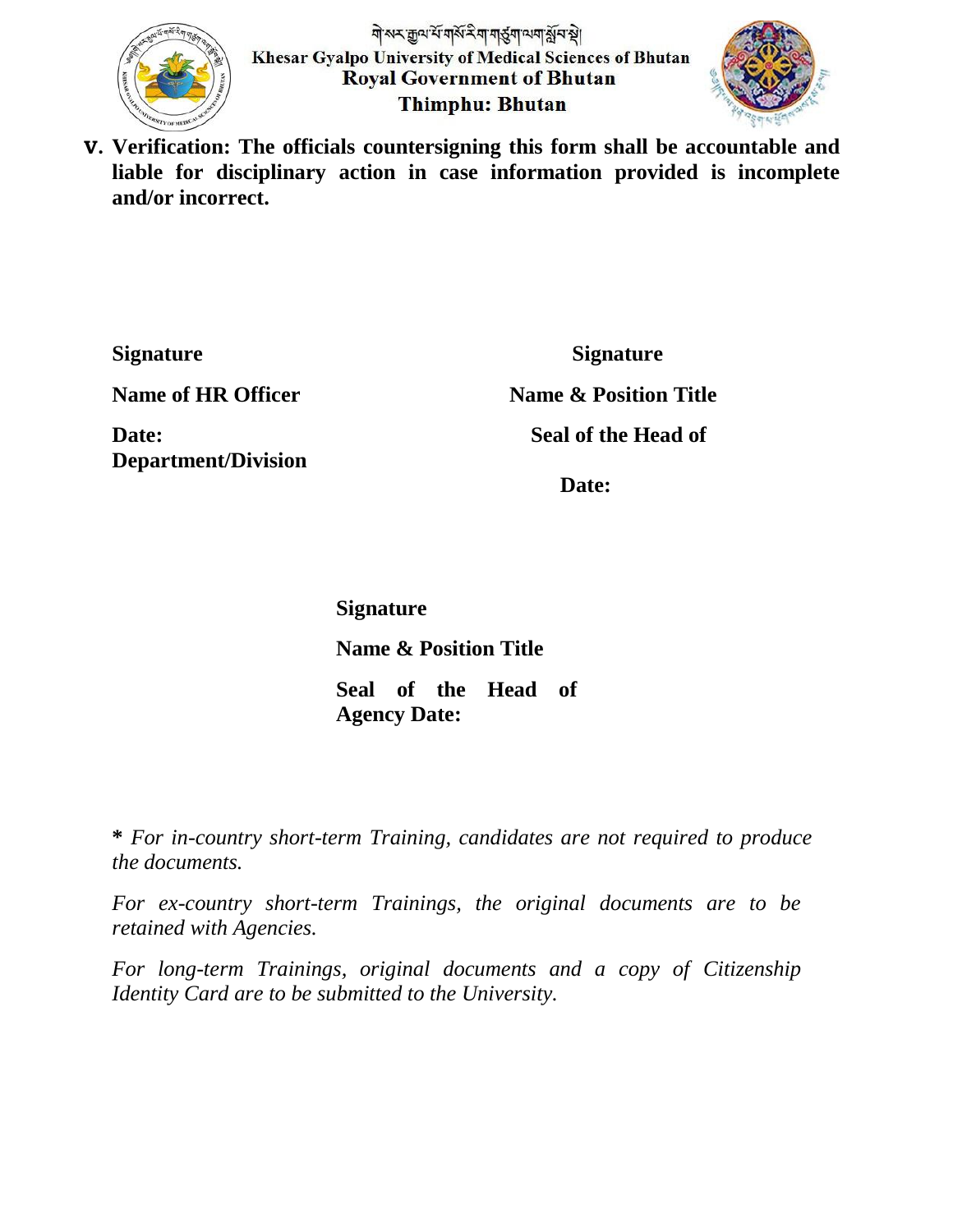**v. Verification: The officials countersigning this form shall be accountable and liable for disciplinary action in case information provided is incomplete and/or incorrect.**

**Signature**

**Name of HR Officer**

**Date:**

**Department/Division**

**Signature**

**Name & Position Title**

**Seal of the Head of**

**Date:**

**Signature**

**Name & Position Title**

**Seal of the Head of Agency Date:**

**\*** *For in-country short-term Training, candidates are not required to produce the documents.*

*For ex-country short-term Trainings, the original documents are to be retained with Agencies.*

*For long-term Trainings, original documents and a copy of Citizenship Identity Card are to be submitted to the University.*